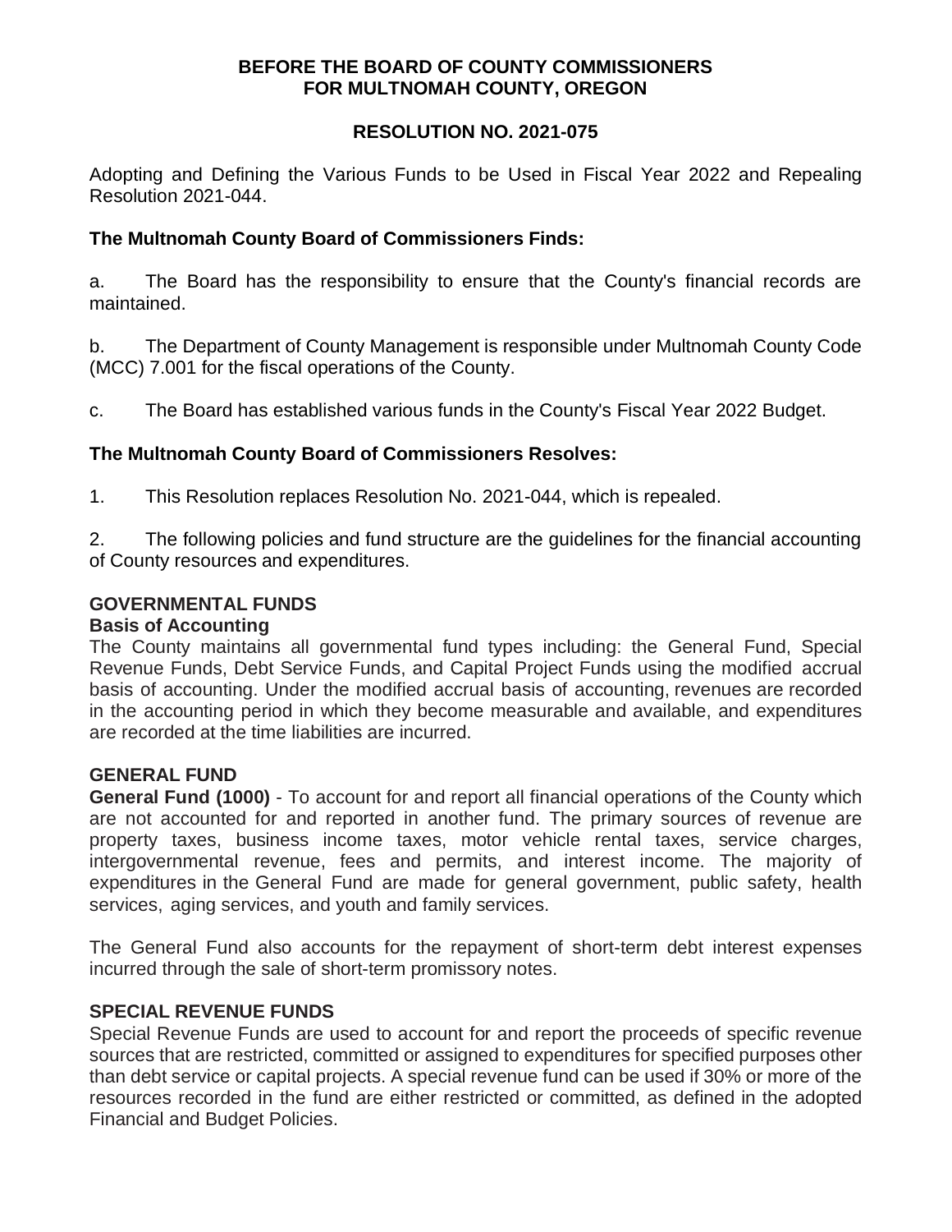**BEFORE THE BOARD OF COUNTY COMMISSIONERS**
**FOR MULTNOMAH COUNTY, OREGON**

**RESOLUTION NO. 2021-075**

Adopting and Defining the Various Funds to be Used in Fiscal Year 2022 and Repealing Resolution 2021-044.

**The Multnomah County Board of Commissioners Finds:**

a. The Board has the responsibility to ensure that the County's financial records are maintained.

b. The Department of County Management is responsible under Multnomah County Code (MCC) 7.001 for the fiscal operations of the County.

c. The Board has established various funds in the County's Fiscal Year 2022 Budget.

**The Multnomah County Board of Commissioners Resolves:**

1. This Resolution replaces Resolution No. 2021-044, which is repealed.

2. The following policies and fund structure are the guidelines for the financial accounting of County resources and expenditures.

## GOVERNMENTAL FUNDS

### Basis of Accounting

The County maintains all governmental fund types including: the General Fund, Special Revenue Funds, Debt Service Funds, and Capital Project Funds using the modified accrual basis of accounting. Under the modified accrual basis of accounting, revenues are recorded in the accounting period in which they become measurable and available, and expenditures are recorded at the time liabilities are incurred.

## GENERAL FUND

**General Fund (1000)** - To account for and report all financial operations of the County which are not accounted for and reported in another fund. The primary sources of revenue are property taxes, business income taxes, motor vehicle rental taxes, service charges, intergovernmental revenue, fees and permits, and interest income. The majority of expenditures in the General Fund are made for general government, public safety, health services, aging services, and youth and family services.

The General Fund also accounts for the repayment of short-term debt interest expenses incurred through the sale of short-term promissory notes.

## SPECIAL REVENUE FUNDS

Special Revenue Funds are used to account for and report the proceeds of specific revenue sources that are restricted, committed or assigned to expenditures for specified purposes other than debt service or capital projects. A special revenue fund can be used if 30% or more of the resources recorded in the fund are either restricted or committed, as defined in the adopted Financial and Budget Policies.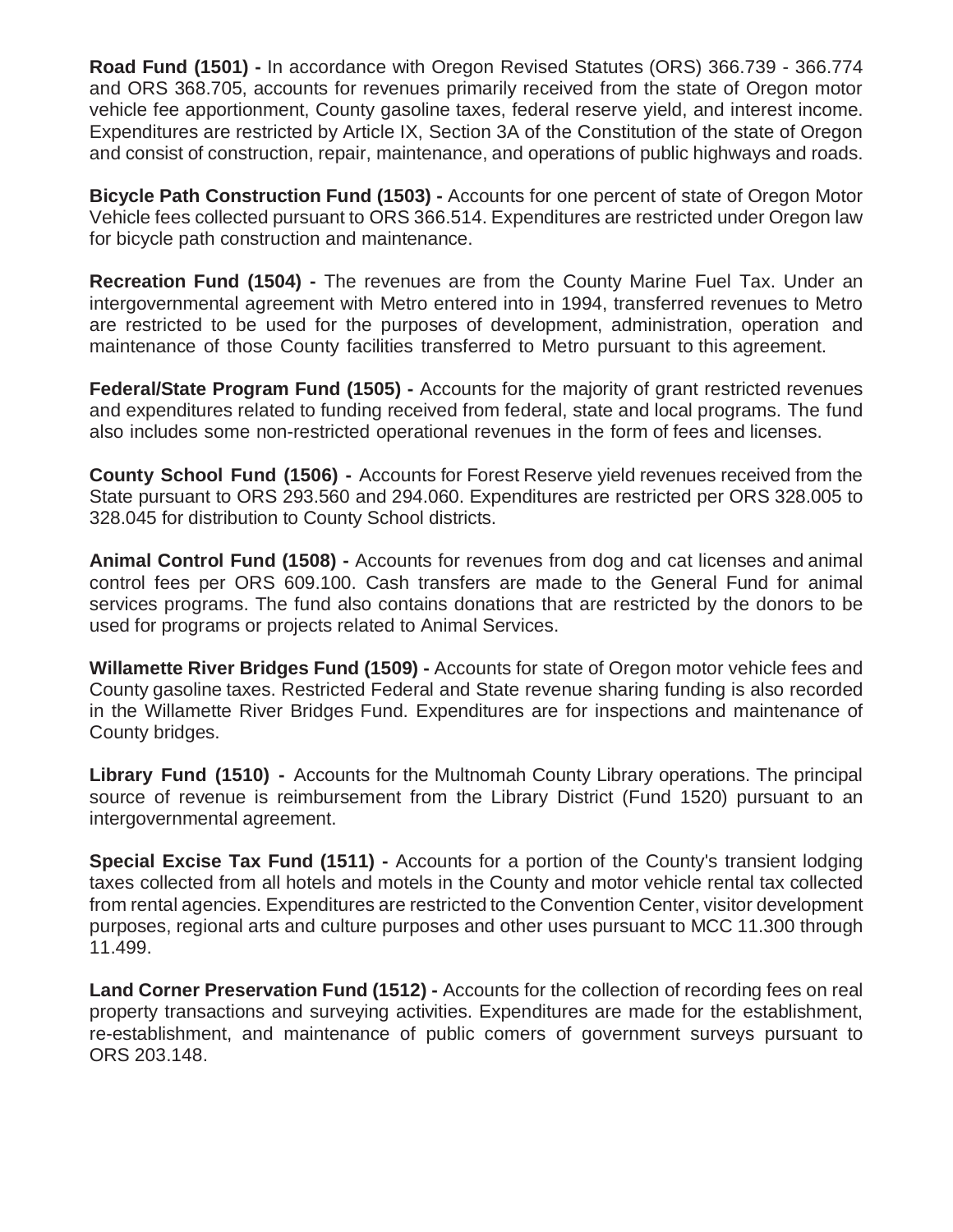**Road Fund (1501) -** In accordance with Oregon Revised Statutes (ORS) 366.739 - 366.774 and ORS 368.705, accounts for revenues primarily received from the state of Oregon motor vehicle fee apportionment, County gasoline taxes, federal reserve yield, and interest income. Expenditures are restricted by Article IX, Section 3A of the Constitution of the state of Oregon and consist of construction, repair, maintenance, and operations of public highways and roads.

**Bicycle Path Construction Fund (1503) -** Accounts for one percent of state of Oregon Motor Vehicle fees collected pursuant to ORS 366.514. Expenditures are restricted under Oregon law for bicycle path construction and maintenance.

**Recreation Fund (1504) -** The revenues are from the County Marine Fuel Tax. Under an intergovernmental agreement with Metro entered into in 1994, transferred revenues to Metro are restricted to be used for the purposes of development, administration, operation and maintenance of those County facilities transferred to Metro pursuant to this agreement.

**Federal/State Program Fund (1505) -** Accounts for the majority of grant restricted revenues and expenditures related to funding received from federal, state and local programs. The fund also includes some non-restricted operational revenues in the form of fees and licenses.

**County School Fund (1506) -** Accounts for Forest Reserve yield revenues received from the State pursuant to ORS 293.560 and 294.060. Expenditures are restricted per ORS 328.005 to 328.045 for distribution to County School districts.

**Animal Control Fund (1508) -** Accounts for revenues from dog and cat licenses and animal control fees per ORS 609.100. Cash transfers are made to the General Fund for animal services programs. The fund also contains donations that are restricted by the donors to be used for programs or projects related to Animal Services.

**Willamette River Bridges Fund (1509) -** Accounts for state of Oregon motor vehicle fees and County gasoline taxes. Restricted Federal and State revenue sharing funding is also recorded in the Willamette River Bridges Fund. Expenditures are for inspections and maintenance of County bridges.

**Library Fund (1510) -** Accounts for the Multnomah County Library operations. The principal source of revenue is reimbursement from the Library District (Fund 1520) pursuant to an intergovernmental agreement.

**Special Excise Tax Fund (1511) -** Accounts for a portion of the County's transient lodging taxes collected from all hotels and motels in the County and motor vehicle rental tax collected from rental agencies. Expenditures are restricted to the Convention Center, visitor development purposes, regional arts and culture purposes and other uses pursuant to MCC 11.300 through 11.499.

**Land Corner Preservation Fund (1512) -** Accounts for the collection of recording fees on real property transactions and surveying activities. Expenditures are made for the establishment, re-establishment, and maintenance of public comers of government surveys pursuant to ORS 203.148.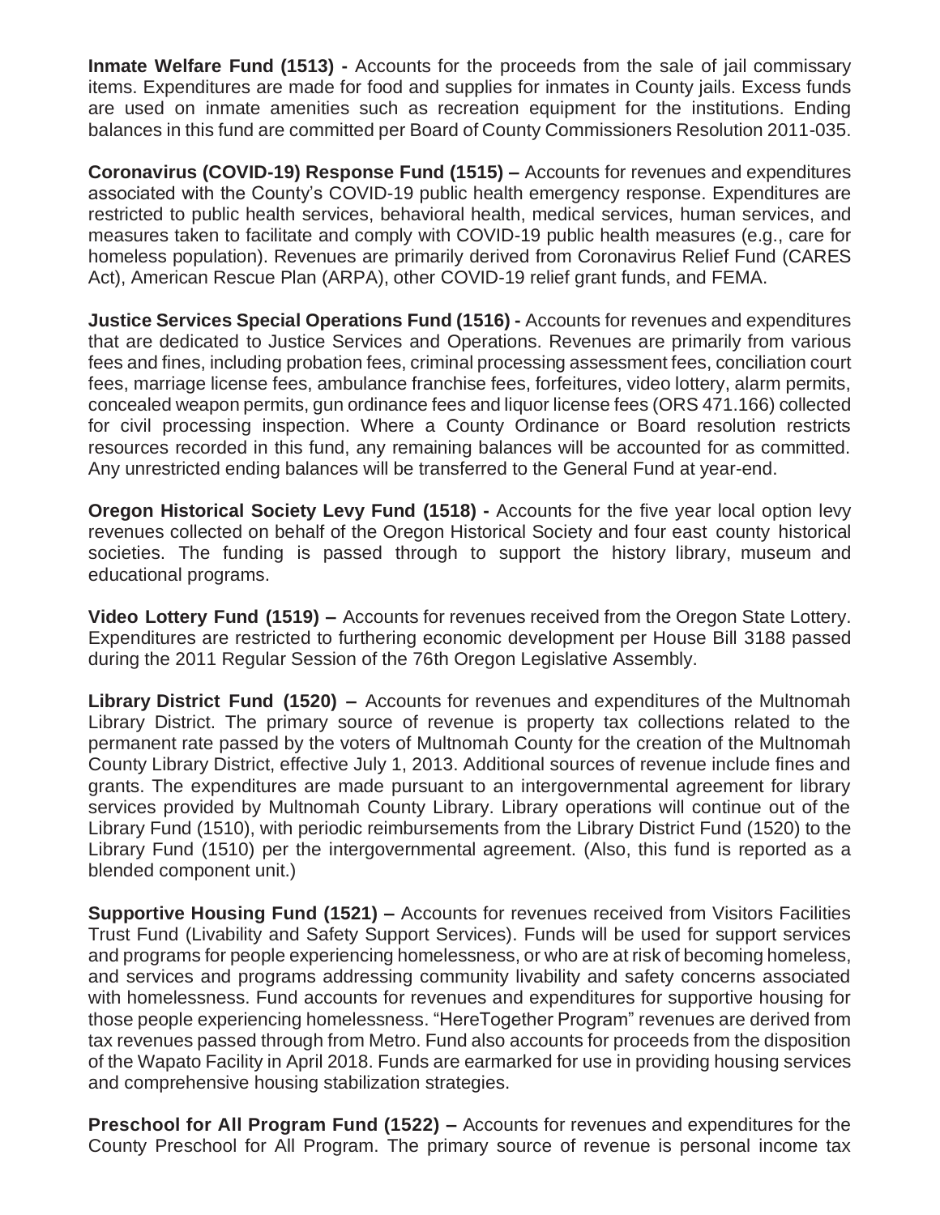**Inmate Welfare Fund (1513) -** Accounts for the proceeds from the sale of jail commissary items. Expenditures are made for food and supplies for inmates in County jails. Excess funds are used on inmate amenities such as recreation equipment for the institutions. Ending balances in this fund are committed per Board of County Commissioners Resolution 2011-035.

**Coronavirus (COVID-19) Response Fund (1515) –** Accounts for revenues and expenditures associated with the County's COVID-19 public health emergency response. Expenditures are restricted to public health services, behavioral health, medical services, human services, and measures taken to facilitate and comply with COVID-19 public health measures (e.g., care for homeless population). Revenues are primarily derived from Coronavirus Relief Fund (CARES Act), American Rescue Plan (ARPA), other COVID-19 relief grant funds, and FEMA.

**Justice Services Special Operations Fund (1516) -** Accounts for revenues and expenditures that are dedicated to Justice Services and Operations. Revenues are primarily from various fees and fines, including probation fees, criminal processing assessment fees, conciliation court fees, marriage license fees, ambulance franchise fees, forfeitures, video lottery, alarm permits, concealed weapon permits, gun ordinance fees and liquor license fees (ORS 471.166) collected for civil processing inspection. Where a County Ordinance or Board resolution restricts resources recorded in this fund, any remaining balances will be accounted for as committed. Any unrestricted ending balances will be transferred to the General Fund at year-end.

**Oregon Historical Society Levy Fund (1518) -** Accounts for the five year local option levy revenues collected on behalf of the Oregon Historical Society and four east county historical societies. The funding is passed through to support the history library, museum and educational programs.

**Video Lottery Fund (1519) –** Accounts for revenues received from the Oregon State Lottery. Expenditures are restricted to furthering economic development per House Bill 3188 passed during the 2011 Regular Session of the 76th Oregon Legislative Assembly.

**Library District Fund (1520) –** Accounts for revenues and expenditures of the Multnomah Library District. The primary source of revenue is property tax collections related to the permanent rate passed by the voters of Multnomah County for the creation of the Multnomah County Library District, effective July 1, 2013. Additional sources of revenue include fines and grants. The expenditures are made pursuant to an intergovernmental agreement for library services provided by Multnomah County Library. Library operations will continue out of the Library Fund (1510), with periodic reimbursements from the Library District Fund (1520) to the Library Fund (1510) per the intergovernmental agreement. (Also, this fund is reported as a blended component unit.)

**Supportive Housing Fund (1521) –** Accounts for revenues received from Visitors Facilities Trust Fund (Livability and Safety Support Services). Funds will be used for support services and programs for people experiencing homelessness, or who are at risk of becoming homeless, and services and programs addressing community livability and safety concerns associated with homelessness. Fund accounts for revenues and expenditures for supportive housing for those people experiencing homelessness. "HereTogether Program" revenues are derived from tax revenues passed through from Metro. Fund also accounts for proceeds from the disposition of the Wapato Facility in April 2018. Funds are earmarked for use in providing housing services and comprehensive housing stabilization strategies.

**Preschool for All Program Fund (1522) –** Accounts for revenues and expenditures for the County Preschool for All Program. The primary source of revenue is personal income tax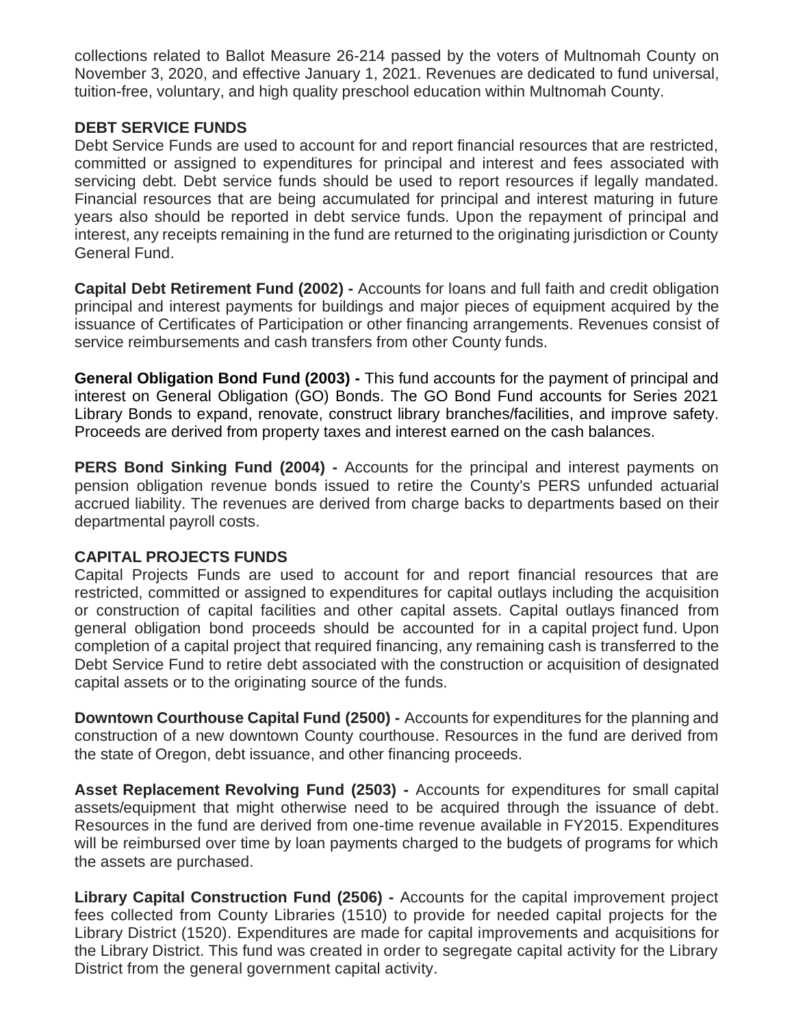collections related to Ballot Measure 26-214 passed by the voters of Multnomah County on November 3, 2020, and effective January 1, 2021. Revenues are dedicated to fund universal, tuition-free, voluntary, and high quality preschool education within Multnomah County.

## DEBT SERVICE FUNDS

Debt Service Funds are used to account for and report financial resources that are restricted, committed or assigned to expenditures for principal and interest and fees associated with servicing debt. Debt service funds should be used to report resources if legally mandated. Financial resources that are being accumulated for principal and interest maturing in future years also should be reported in debt service funds. Upon the repayment of principal and interest, any receipts remaining in the fund are returned to the originating jurisdiction or County General Fund.

**Capital Debt Retirement Fund (2002) -** Accounts for loans and full faith and credit obligation principal and interest payments for buildings and major pieces of equipment acquired by the issuance of Certificates of Participation or other financing arrangements. Revenues consist of service reimbursements and cash transfers from other County funds.

**General Obligation Bond Fund (2003) -** This fund accounts for the payment of principal and interest on General Obligation (GO) Bonds. The GO Bond Fund accounts for Series 2021 Library Bonds to expand, renovate, construct library branches/facilities, and improve safety. Proceeds are derived from property taxes and interest earned on the cash balances.

**PERS Bond Sinking Fund (2004) -** Accounts for the principal and interest payments on pension obligation revenue bonds issued to retire the County's PERS unfunded actuarial accrued liability. The revenues are derived from charge backs to departments based on their departmental payroll costs.

## CAPITAL PROJECTS FUNDS

Capital Projects Funds are used to account for and report financial resources that are restricted, committed or assigned to expenditures for capital outlays including the acquisition or construction of capital facilities and other capital assets. Capital outlays financed from general obligation bond proceeds should be accounted for in a capital project fund. Upon completion of a capital project that required financing, any remaining cash is transferred to the Debt Service Fund to retire debt associated with the construction or acquisition of designated capital assets or to the originating source of the funds.

**Downtown Courthouse Capital Fund (2500) -** Accounts for expenditures for the planning and construction of a new downtown County courthouse. Resources in the fund are derived from the state of Oregon, debt issuance, and other financing proceeds.

**Asset Replacement Revolving Fund (2503) -** Accounts for expenditures for small capital assets/equipment that might otherwise need to be acquired through the issuance of debt. Resources in the fund are derived from one-time revenue available in FY2015. Expenditures will be reimbursed over time by loan payments charged to the budgets of programs for which the assets are purchased.

**Library Capital Construction Fund (2506) -** Accounts for the capital improvement project fees collected from County Libraries (1510) to provide for needed capital projects for the Library District (1520). Expenditures are made for capital improvements and acquisitions for the Library District. This fund was created in order to segregate capital activity for the Library District from the general government capital activity.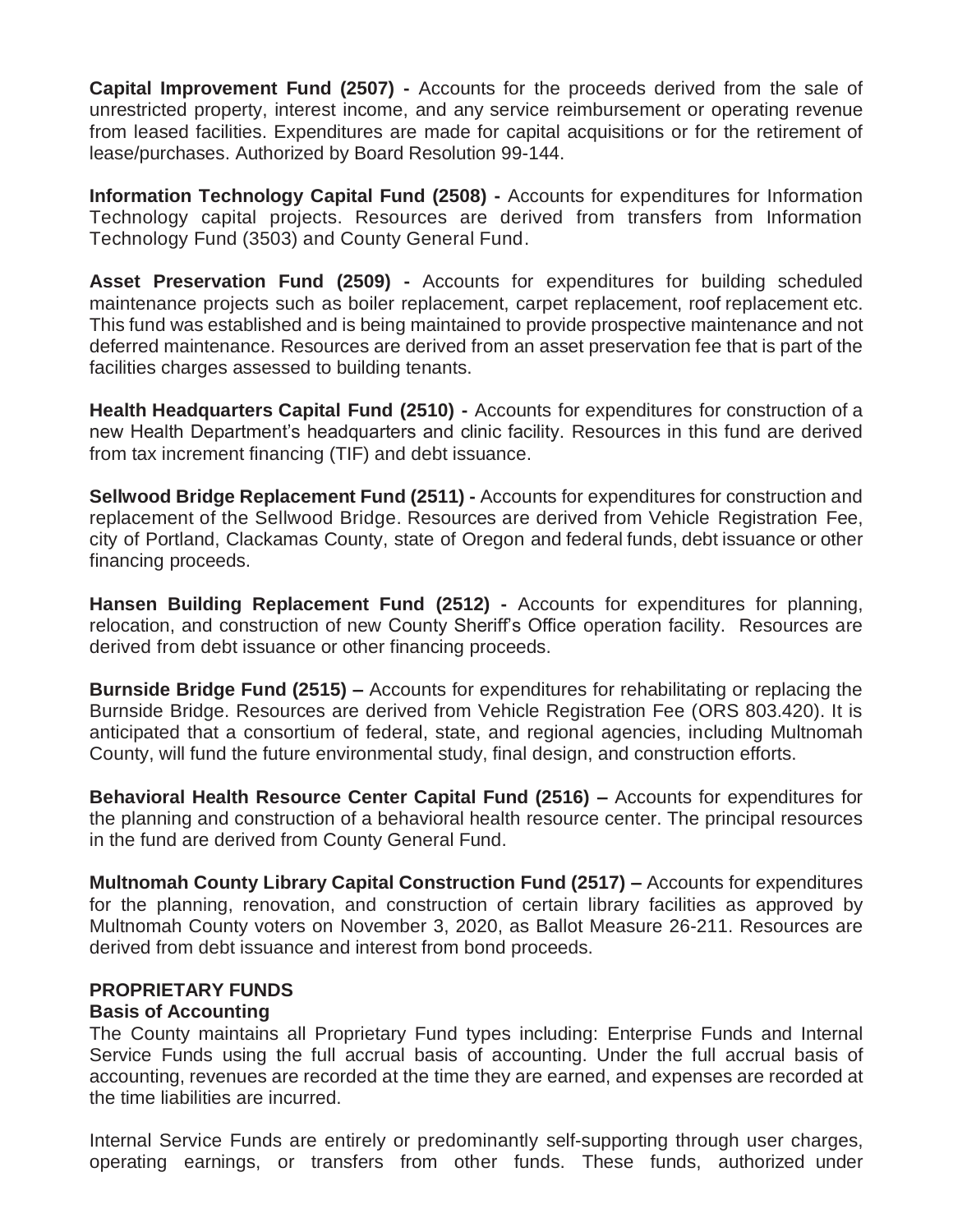**Capital Improvement Fund (2507) -** Accounts for the proceeds derived from the sale of unrestricted property, interest income, and any service reimbursement or operating revenue from leased facilities. Expenditures are made for capital acquisitions or for the retirement of lease/purchases. Authorized by Board Resolution 99-144.

**Information Technology Capital Fund (2508) -** Accounts for expenditures for Information Technology capital projects. Resources are derived from transfers from Information Technology Fund (3503) and County General Fund.

**Asset Preservation Fund (2509) -** Accounts for expenditures for building scheduled maintenance projects such as boiler replacement, carpet replacement, roof replacement etc. This fund was established and is being maintained to provide prospective maintenance and not deferred maintenance. Resources are derived from an asset preservation fee that is part of the facilities charges assessed to building tenants.

**Health Headquarters Capital Fund (2510) -** Accounts for expenditures for construction of a new Health Department's headquarters and clinic facility. Resources in this fund are derived from tax increment financing (TIF) and debt issuance.

**Sellwood Bridge Replacement Fund (2511) -** Accounts for expenditures for construction and replacement of the Sellwood Bridge. Resources are derived from Vehicle Registration Fee, city of Portland, Clackamas County, state of Oregon and federal funds, debt issuance or other financing proceeds.

**Hansen Building Replacement Fund (2512) -** Accounts for expenditures for planning, relocation, and construction of new County Sheriff's Office operation facility. Resources are derived from debt issuance or other financing proceeds.

**Burnside Bridge Fund (2515) –** Accounts for expenditures for rehabilitating or replacing the Burnside Bridge. Resources are derived from Vehicle Registration Fee (ORS 803.420). It is anticipated that a consortium of federal, state, and regional agencies, including Multnomah County, will fund the future environmental study, final design, and construction efforts.

**Behavioral Health Resource Center Capital Fund (2516) –** Accounts for expenditures for the planning and construction of a behavioral health resource center. The principal resources in the fund are derived from County General Fund.

**Multnomah County Library Capital Construction Fund (2517) –** Accounts for expenditures for the planning, renovation, and construction of certain library facilities as approved by Multnomah County voters on November 3, 2020, as Ballot Measure 26-211. Resources are derived from debt issuance and interest from bond proceeds.

## PROPRIETARY FUNDS

### Basis of Accounting

The County maintains all Proprietary Fund types including: Enterprise Funds and Internal Service Funds using the full accrual basis of accounting. Under the full accrual basis of accounting, revenues are recorded at the time they are earned, and expenses are recorded at the time liabilities are incurred.

Internal Service Funds are entirely or predominantly self-supporting through user charges, operating earnings, or transfers from other funds. These funds, authorized under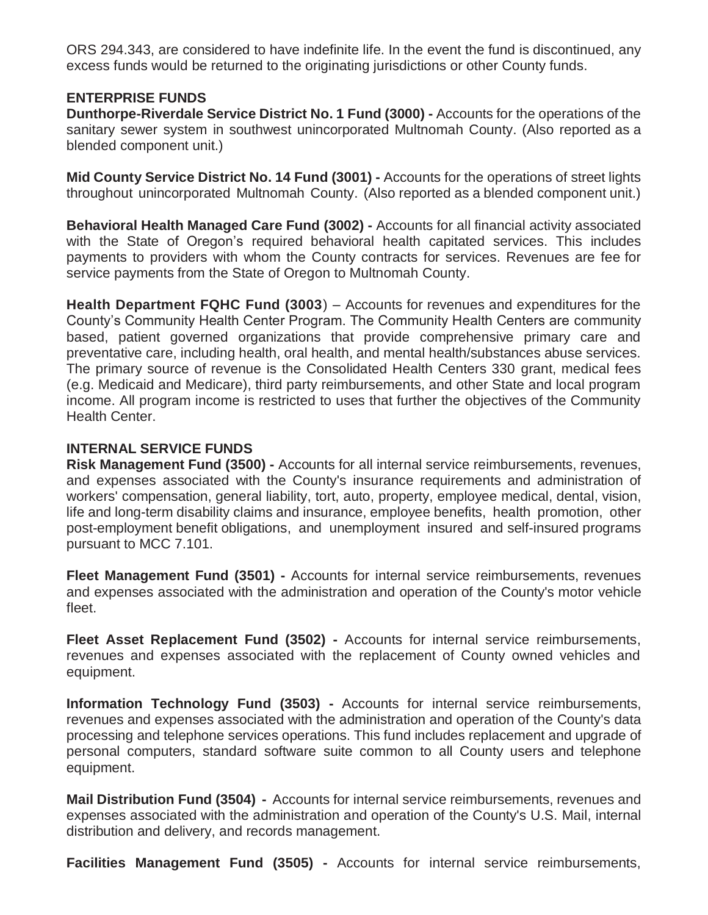ORS 294.343, are considered to have indefinite life. In the event the fund is discontinued, any excess funds would be returned to the originating jurisdictions or other County funds.

## ENTERPRISE FUNDS

**Dunthorpe-Riverdale Service District No. 1 Fund (3000) -** Accounts for the operations of the sanitary sewer system in southwest unincorporated Multnomah County. (Also reported as a blended component unit.)

**Mid County Service District No. 14 Fund (3001) -** Accounts for the operations of street lights throughout unincorporated Multnomah County. (Also reported as a blended component unit.)

**Behavioral Health Managed Care Fund (3002) -** Accounts for all financial activity associated with the State of Oregon's required behavioral health capitated services. This includes payments to providers with whom the County contracts for services. Revenues are fee for service payments from the State of Oregon to Multnomah County.

**Health Department FQHC Fund (3003**) – Accounts for revenues and expenditures for the County's Community Health Center Program. The Community Health Centers are community based, patient governed organizations that provide comprehensive primary care and preventative care, including health, oral health, and mental health/substances abuse services. The primary source of revenue is the Consolidated Health Centers 330 grant, medical fees (e.g. Medicaid and Medicare), third party reimbursements, and other State and local program income. All program income is restricted to uses that further the objectives of the Community Health Center.

## INTERNAL SERVICE FUNDS

**Risk Management Fund (3500) -** Accounts for all internal service reimbursements, revenues, and expenses associated with the County's insurance requirements and administration of workers' compensation, general liability, tort, auto, property, employee medical, dental, vision, life and long-term disability claims and insurance, employee benefits, health promotion, other post-employment benefit obligations, and unemployment insured and self-insured programs pursuant to MCC 7.101.

**Fleet Management Fund (3501) -** Accounts for internal service reimbursements, revenues and expenses associated with the administration and operation of the County's motor vehicle fleet.

**Fleet Asset Replacement Fund (3502) -** Accounts for internal service reimbursements, revenues and expenses associated with the replacement of County owned vehicles and equipment.

**Information Technology Fund (3503) -** Accounts for internal service reimbursements, revenues and expenses associated with the administration and operation of the County's data processing and telephone services operations. This fund includes replacement and upgrade of personal computers, standard software suite common to all County users and telephone equipment.

**Mail Distribution Fund (3504) -** Accounts for internal service reimbursements, revenues and expenses associated with the administration and operation of the County's U.S. Mail, internal distribution and delivery, and records management.

**Facilities Management Fund (3505) -** Accounts for internal service reimbursements,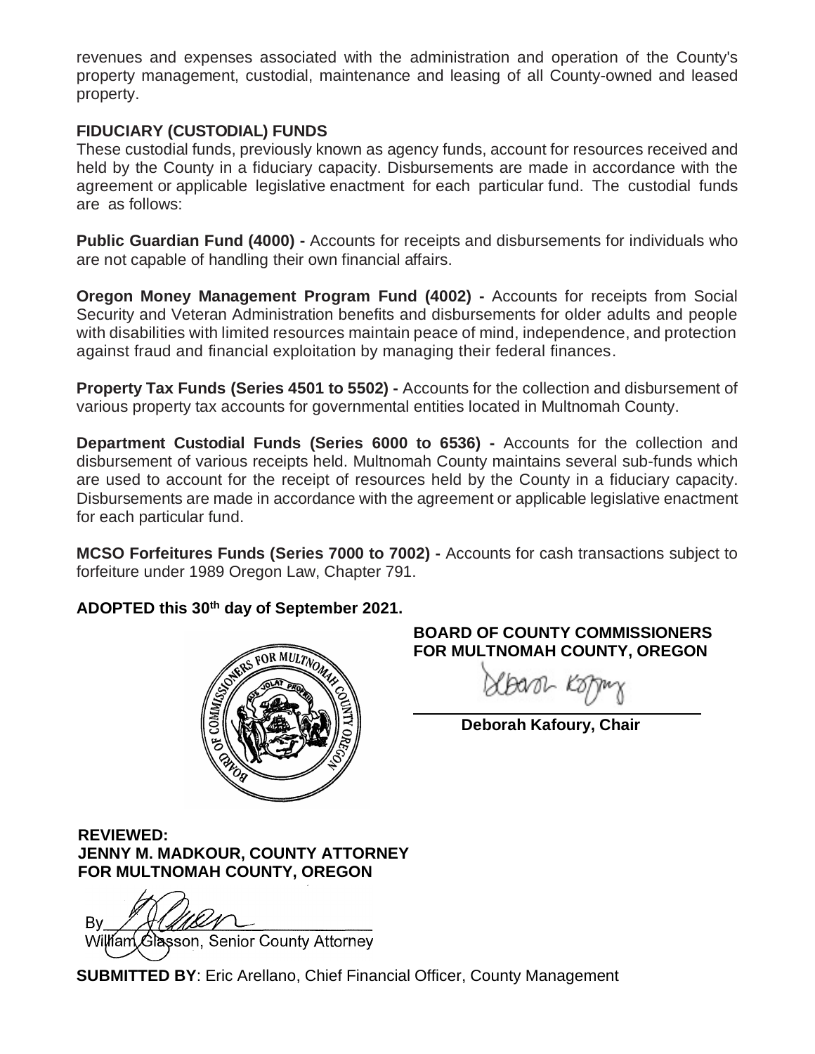revenues and expenses associated with the administration and operation of the County's property management, custodial, maintenance and leasing of all County-owned and leased property.

**FIDUCIARY (CUSTODIAL) FUNDS**

These custodial funds, previously known as agency funds, account for resources received and held by the County in a fiduciary capacity. Disbursements are made in accordance with the agreement or applicable legislative enactment for each particular fund. The custodial funds are as follows:

**Public Guardian Fund (4000) -** Accounts for receipts and disbursements for individuals who are not capable of handling their own financial affairs.

**Oregon Money Management Program Fund (4002) -** Accounts for receipts from Social Security and Veteran Administration benefits and disbursements for older adults and people with disabilities with limited resources maintain peace of mind, independence, and protection against fraud and financial exploitation by managing their federal finances.

**Property Tax Funds (Series 4501 to 5502) -** Accounts for the collection and disbursement of various property tax accounts for governmental entities located in Multnomah County.

**Department Custodial Funds (Series 6000 to 6536) -** Accounts for the collection and disbursement of various receipts held. Multnomah County maintains several sub-funds which are used to account for the receipt of resources held by the County in a fiduciary capacity. Disbursements are made in accordance with the agreement or applicable legislative enactment for each particular fund.

**MCSO Forfeitures Funds (Series 7000 to 7002) -** Accounts for cash transactions subject to forfeiture under 1989 Oregon Law, Chapter 791.

**ADOPTED this 30th day of September 2021.**

**BOARD OF COUNTY COMMISSIONERS FOR MULTNOMAH COUNTY, OREGON**

**Deborah Kafoury, Chair**

**REVIEWED:**
**JENNY M. MADKOUR, COUNTY ATTORNEY FOR MULTNOMAH COUNTY, OREGON**

By
William Glasson, Senior County Attorney

**SUBMITTED BY**: Eric Arellano, Chief Financial Officer, County Management